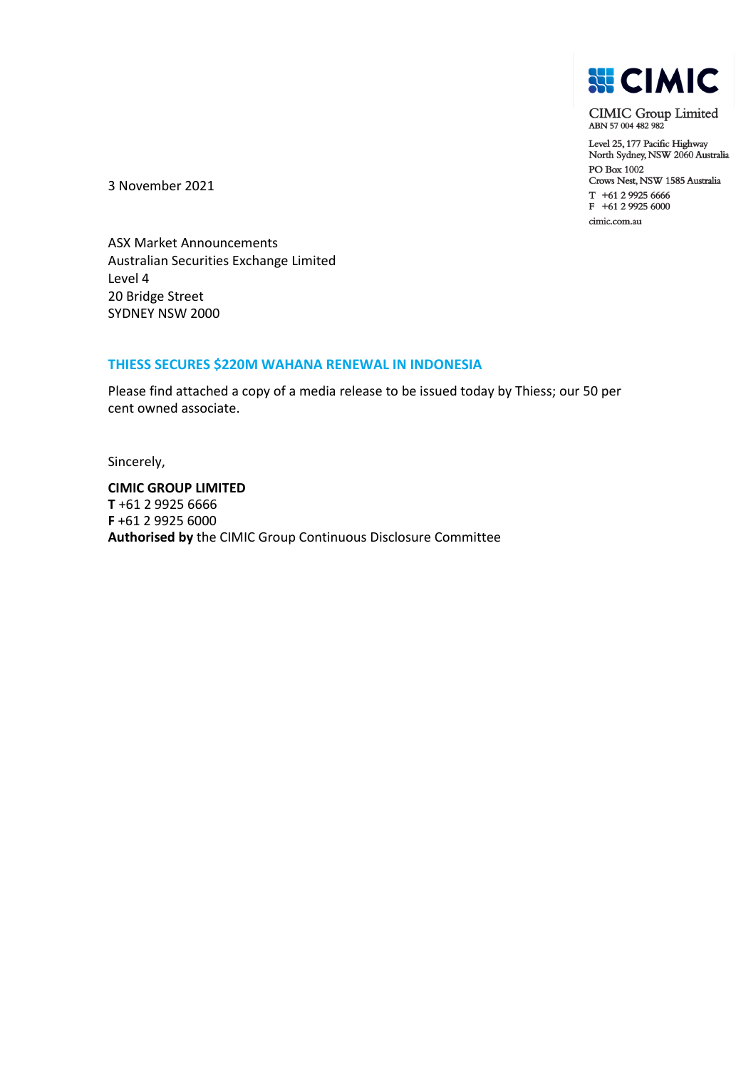**CIMIC**

CIMIC Group Limited
ABN 57 004 482 982

Level 25, 177 Pacific Highway
North Sydney, NSW 2060 Australia
PO Box 1002
Crows Nest, NSW 1585 Australia
T +61 2 9925 6666
F +61 2 9925 6000
cimic.com.au

3 November 2021

ASX Market Announcements
Australian Securities Exchange Limited
Level 4
20 Bridge Street
SYDNEY NSW 2000

## THIESS SECURES $220M WAHANA RENEWAL IN INDONESIA

Please find attached a copy of a media release to be issued today by Thiess; our 50 per cent owned associate.

Sincerely,

**CIMIC GROUP LIMITED**
**T** +61 2 9925 6666
**F** +61 2 9925 6000
**Authorised by** the CIMIC Group Continuous Disclosure Committee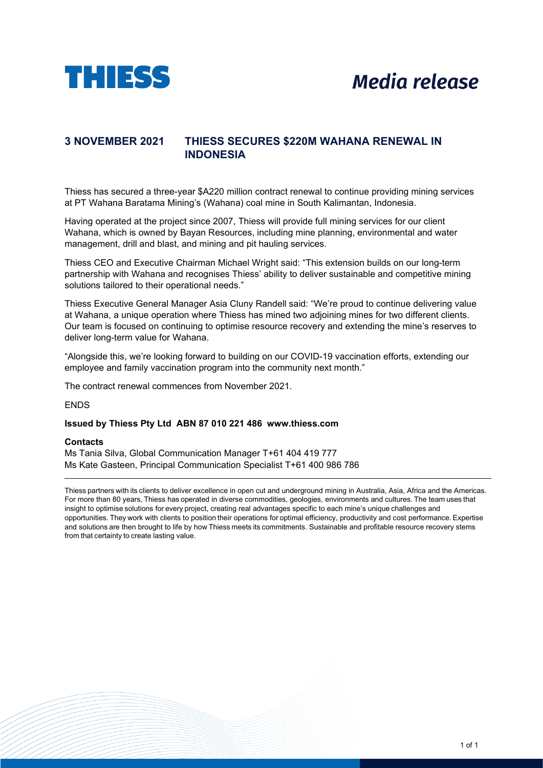**THIESS**

*Media release*

## 3 NOVEMBER 2021 THIESS SECURES $220M WAHANA RENEWAL IN INDONESIA

Thiess has secured a three-year $A220 million contract renewal to continue providing mining services at PT Wahana Baratama Mining's (Wahana) coal mine in South Kalimantan, Indonesia.

Having operated at the project since 2007, Thiess will provide full mining services for our client Wahana, which is owned by Bayan Resources, including mine planning, environmental and water management, drill and blast, and mining and pit hauling services.

Thiess CEO and Executive Chairman Michael Wright said: "This extension builds on our long-term partnership with Wahana and recognises Thiess' ability to deliver sustainable and competitive mining solutions tailored to their operational needs."

Thiess Executive General Manager Asia Cluny Randell said: "We're proud to continue delivering value at Wahana, a unique operation where Thiess has mined two adjoining mines for two different clients. Our team is focused on continuing to optimise resource recovery and extending the mine's reserves to deliver long-term value for Wahana.

"Alongside this, we're looking forward to building on our COVID-19 vaccination efforts, extending our employee and family vaccination program into the community next month."

The contract renewal commences from November 2021.

ENDS

**Issued by Thiess Pty Ltd ABN 87 010 221 486 www.thiess.com**

**Contacts**

Ms Tania Silva, Global Communication Manager T+61 404 419 777
Ms Kate Gasteen, Principal Communication Specialist T+61 400 986 786

---

Thiess partners with its clients to deliver excellence in open cut and underground mining in Australia, Asia, Africa and the Americas. For more than 80 years, Thiess has operated in diverse commodities, geologies, environments and cultures. The team uses that insight to optimise solutions for every project, creating real advantages specific to each mine's unique challenges and opportunities. They work with clients to position their operations for optimal efficiency, productivity and cost performance. Expertise and solutions are then brought to life by how Thiess meets its commitments. Sustainable and profitable resource recovery stems from that certainty to create lasting value.